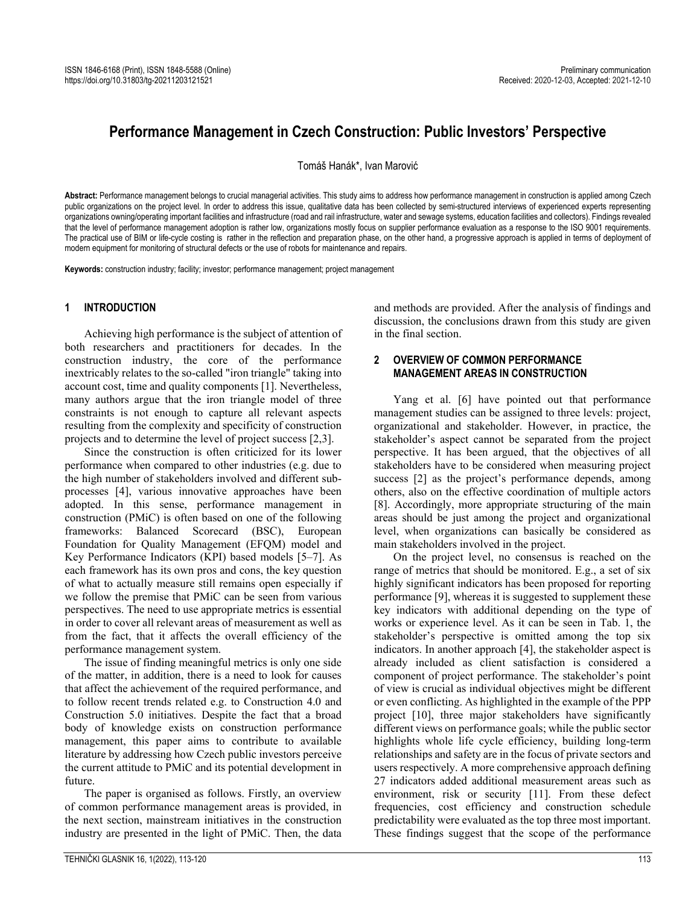ISSN 1846-6168 (Print), ISSN 1848-5588 (Online)
https://doi.org/10.31803/tg-20211203121521

Preliminary communication
Received: 2020-12-03, Accepted: 2021-12-10

# Performance Management in Czech Construction: Public Investors' Perspective

Tomáš Hanák*, Ivan Marović

**Abstract:** Performance management belongs to crucial managerial activities. This study aims to address how performance management in construction is applied among Czech public organizations on the project level. In order to address this issue, qualitative data has been collected by semi-structured interviews of experienced experts representing organizations owning/operating important facilities and infrastructure (road and rail infrastructure, water and sewage systems, education facilities and collectors). Findings revealed that the level of performance management adoption is rather low, organizations mostly focus on supplier performance evaluation as a response to the ISO 9001 requirements. The practical use of BIM or life-cycle costing is rather in the reflection and preparation phase, on the other hand, a progressive approach is applied in terms of deployment of modern equipment for monitoring of structural defects or the use of robots for maintenance and repairs.

**Keywords:** construction industry; facility; investor; performance management; project management

## 1 INTRODUCTION

Achieving high performance is the subject of attention of both researchers and practitioners for decades. In the construction industry, the core of the performance inextricably relates to the so-called "iron triangle" taking into account cost, time and quality components [1]. Nevertheless, many authors argue that the iron triangle model of three constraints is not enough to capture all relevant aspects resulting from the complexity and specificity of construction projects and to determine the level of project success [2,3].

Since the construction is often criticized for its lower performance when compared to other industries (e.g. due to the high number of stakeholders involved and different sub-processes [4], various innovative approaches have been adopted. In this sense, performance management in construction (PMiC) is often based on one of the following frameworks: Balanced Scorecard (BSC), European Foundation for Quality Management (EFQM) model and Key Performance Indicators (KPI) based models [5–7]. As each framework has its own pros and cons, the key question of what to actually measure still remains open especially if we follow the premise that PMiC can be seen from various perspectives. The need to use appropriate metrics is essential in order to cover all relevant areas of measurement as well as from the fact, that it affects the overall efficiency of the performance management system.

The issue of finding meaningful metrics is only one side of the matter, in addition, there is a need to look for causes that affect the achievement of the required performance, and to follow recent trends related e.g. to Construction 4.0 and Construction 5.0 initiatives. Despite the fact that a broad body of knowledge exists on construction performance management, this paper aims to contribute to available literature by addressing how Czech public investors perceive the current attitude to PMiC and its potential development in future.

The paper is organised as follows. Firstly, an overview of common performance management areas is provided, in the next section, mainstream initiatives in the construction industry are presented in the light of PMiC. Then, the data and methods are provided. After the analysis of findings and discussion, the conclusions drawn from this study are given in the final section.

## 2 OVERVIEW OF COMMON PERFORMANCE MANAGEMENT AREAS IN CONSTRUCTION

Yang et al. [6] have pointed out that performance management studies can be assigned to three levels: project, organizational and stakeholder. However, in practice, the stakeholder's aspect cannot be separated from the project perspective. It has been argued, that the objectives of all stakeholders have to be considered when measuring project success [2] as the project's performance depends, among others, also on the effective coordination of multiple actors [8]. Accordingly, more appropriate structuring of the main areas should be just among the project and organizational level, when organizations can basically be considered as main stakeholders involved in the project.

On the project level, no consensus is reached on the range of metrics that should be monitored. E.g., a set of six highly significant indicators has been proposed for reporting performance [9], whereas it is suggested to supplement these key indicators with additional depending on the type of works or experience level. As it can be seen in Tab. 1, the stakeholder's perspective is omitted among the top six indicators. In another approach [4], the stakeholder aspect is already included as client satisfaction is considered a component of project performance. The stakeholder's point of view is crucial as individual objectives might be different or even conflicting. As highlighted in the example of the PPP project [10], three major stakeholders have significantly different views on performance goals; while the public sector highlights whole life cycle efficiency, building long-term relationships and safety are in the focus of private sectors and users respectively. A more comprehensive approach defining 27 indicators added additional measurement areas such as environment, risk or security [11]. From these defect frequencies, cost efficiency and construction schedule predictability were evaluated as the top three most important. These findings suggest that the scope of the performance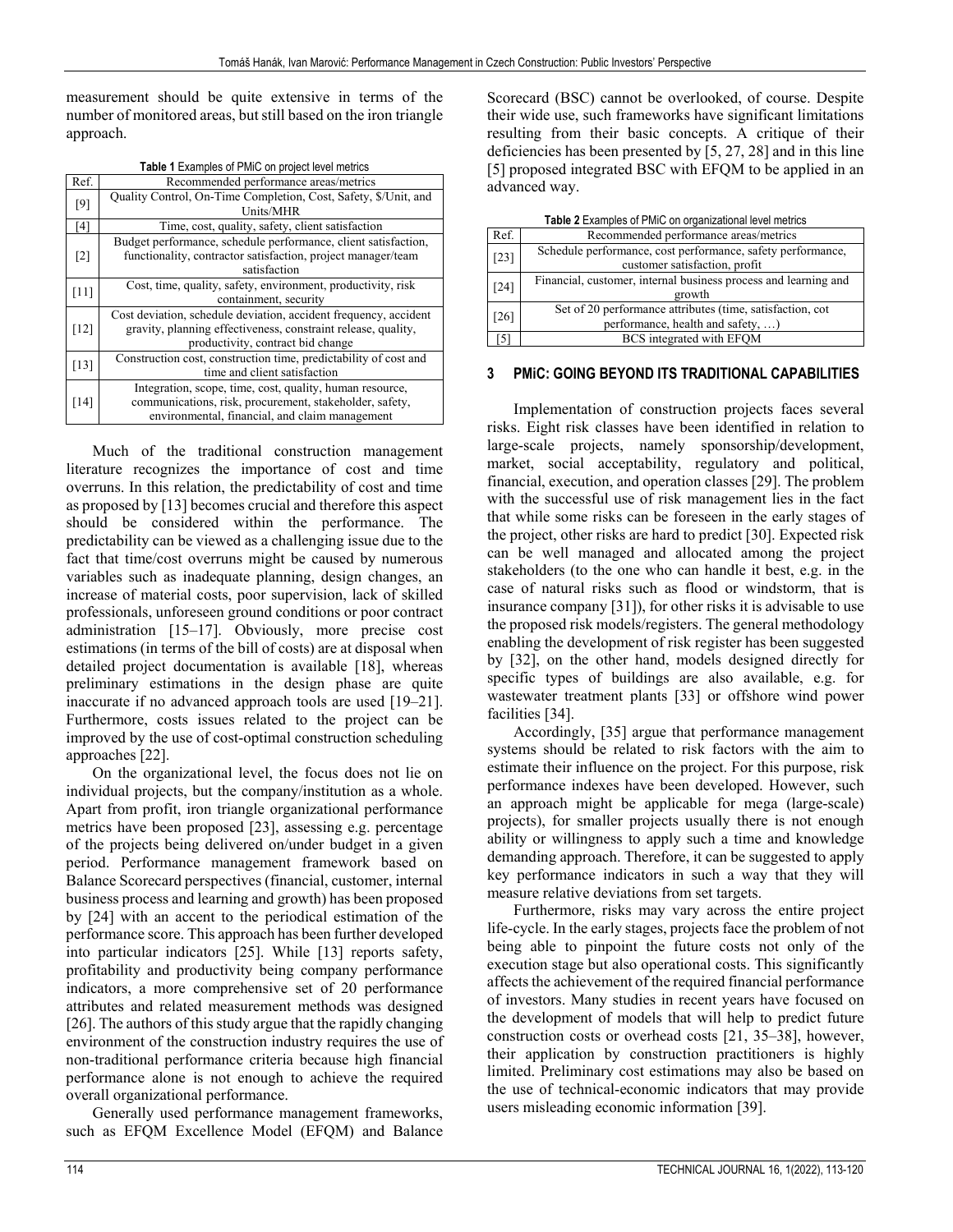measurement should be quite extensive in terms of the number of monitored areas, but still based on the iron triangle approach.

**Table 1** Examples of PMiC on project level metrics

| Ref. | Recommended performance areas/metrics |
|---|---|
| [9] | Quality Control, On-Time Completion, Cost, Safety, $/Unit, and Units/MHR |
| [4] | Time, cost, quality, safety, client satisfaction |
| [2] | Budget performance, schedule performance, client satisfaction, functionality, contractor satisfaction, project manager/team satisfaction |
| [11] | Cost, time, quality, safety, environment, productivity, risk containment, security |
| [12] | Cost deviation, schedule deviation, accident frequency, accident gravity, planning effectiveness, constraint release, quality, productivity, contract bid change |
| [13] | Construction cost, construction time, predictability of cost and time and client satisfaction |
| [14] | Integration, scope, time, cost, quality, human resource, communications, risk, procurement, stakeholder, safety, environmental, financial, and claim management |

Much of the traditional construction management literature recognizes the importance of cost and time overruns. In this relation, the predictability of cost and time as proposed by [13] becomes crucial and therefore this aspect should be considered within the performance. The predictability can be viewed as a challenging issue due to the fact that time/cost overruns might be caused by numerous variables such as inadequate planning, design changes, an increase of material costs, poor supervision, lack of skilled professionals, unforeseen ground conditions or poor contract administration [15–17]. Obviously, more precise cost estimations (in terms of the bill of costs) are at disposal when detailed project documentation is available [18], whereas preliminary estimations in the design phase are quite inaccurate if no advanced approach tools are used [19–21]. Furthermore, costs issues related to the project can be improved by the use of cost-optimal construction scheduling approaches [22].

On the organizational level, the focus does not lie on individual projects, but the company/institution as a whole. Apart from profit, iron triangle organizational performance metrics have been proposed [23], assessing e.g. percentage of the projects being delivered on/under budget in a given period. Performance management framework based on Balance Scorecard perspectives (financial, customer, internal business process and learning and growth) has been proposed by [24] with an accent to the periodical estimation of the performance score. This approach has been further developed into particular indicators [25]. While [13] reports safety, profitability and productivity being company performance indicators, a more comprehensive set of 20 performance attributes and related measurement methods was designed [26]. The authors of this study argue that the rapidly changing environment of the construction industry requires the use of non-traditional performance criteria because high financial performance alone is not enough to achieve the required overall organizational performance.

Generally used performance management frameworks, such as EFQM Excellence Model (EFQM) and Balance Scorecard (BSC) cannot be overlooked, of course. Despite their wide use, such frameworks have significant limitations resulting from their basic concepts. A critique of their deficiencies has been presented by [5, 27, 28] and in this line [5] proposed integrated BSC with EFQM to be applied in an advanced way.

**Table 2** Examples of PMiC on organizational level metrics

| Ref. | Recommended performance areas/metrics |
|---|---|
| [23] | Schedule performance, cost performance, safety performance, customer satisfaction, profit |
| [24] | Financial, customer, internal business process and learning and growth |
| [26] | Set of 20 performance attributes (time, satisfaction, cot performance, health and safety, …) |
| [5] | BCS integrated with EFQM |

## 3 PMiC: GOING BEYOND ITS TRADITIONAL CAPABILITIES

Implementation of construction projects faces several risks. Eight risk classes have been identified in relation to large-scale projects, namely sponsorship/development, market, social acceptability, regulatory and political, financial, execution, and operation classes [29]. The problem with the successful use of risk management lies in the fact that while some risks can be foreseen in the early stages of the project, other risks are hard to predict [30]. Expected risk can be well managed and allocated among the project stakeholders (to the one who can handle it best, e.g. in the case of natural risks such as flood or windstorm, that is insurance company [31]), for other risks it is advisable to use the proposed risk models/registers. The general methodology enabling the development of risk register has been suggested by [32], on the other hand, models designed directly for specific types of buildings are also available, e.g. for wastewater treatment plants [33] or offshore wind power facilities [34].

Accordingly, [35] argue that performance management systems should be related to risk factors with the aim to estimate their influence on the project. For this purpose, risk performance indexes have been developed. However, such an approach might be applicable for mega (large-scale) projects), for smaller projects usually there is not enough ability or willingness to apply such a time and knowledge demanding approach. Therefore, it can be suggested to apply key performance indicators in such a way that they will measure relative deviations from set targets.

Furthermore, risks may vary across the entire project life-cycle. In the early stages, projects face the problem of not being able to pinpoint the future costs not only of the execution stage but also operational costs. This significantly affects the achievement of the required financial performance of investors. Many studies in recent years have focused on the development of models that will help to predict future construction costs or overhead costs [21, 35–38], however, their application by construction practitioners is highly limited. Preliminary cost estimations may also be based on the use of technical-economic indicators that may provide users misleading economic information [39].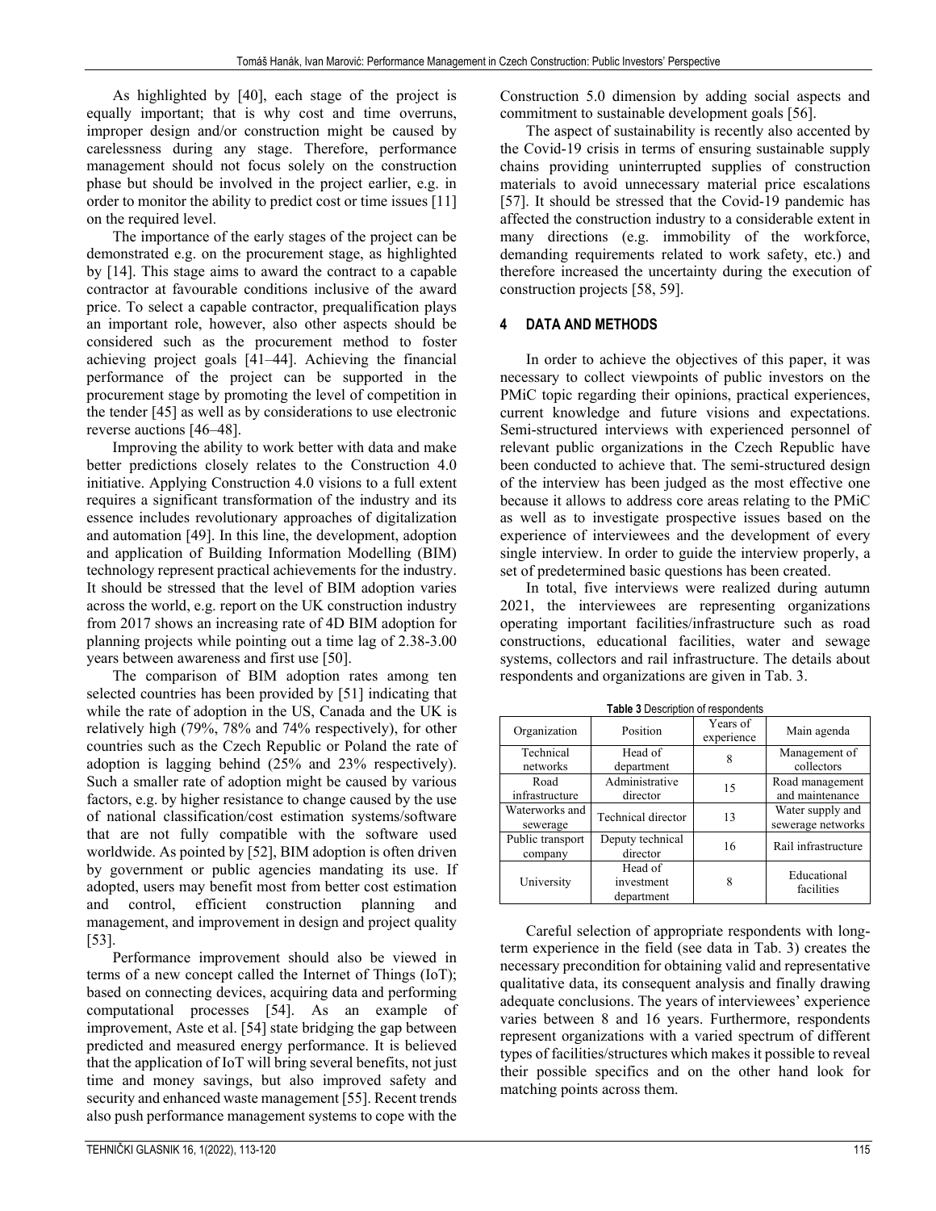As highlighted by [40], each stage of the project is equally important; that is why cost and time overruns, improper design and/or construction might be caused by carelessness during any stage. Therefore, performance management should not focus solely on the construction phase but should be involved in the project earlier, e.g. in order to monitor the ability to predict cost or time issues [11] on the required level.

The importance of the early stages of the project can be demonstrated e.g. on the procurement stage, as highlighted by [14]. This stage aims to award the contract to a capable contractor at favourable conditions inclusive of the award price. To select a capable contractor, prequalification plays an important role, however, also other aspects should be considered such as the procurement method to foster achieving project goals [41–44]. Achieving the financial performance of the project can be supported in the procurement stage by promoting the level of competition in the tender [45] as well as by considerations to use electronic reverse auctions [46–48].

Improving the ability to work better with data and make better predictions closely relates to the Construction 4.0 initiative. Applying Construction 4.0 visions to a full extent requires a significant transformation of the industry and its essence includes revolutionary approaches of digitalization and automation [49]. In this line, the development, adoption and application of Building Information Modelling (BIM) technology represent practical achievements for the industry. It should be stressed that the level of BIM adoption varies across the world, e.g. report on the UK construction industry from 2017 shows an increasing rate of 4D BIM adoption for planning projects while pointing out a time lag of 2.38-3.00 years between awareness and first use [50].

The comparison of BIM adoption rates among ten selected countries has been provided by [51] indicating that while the rate of adoption in the US, Canada and the UK is relatively high (79%, 78% and 74% respectively), for other countries such as the Czech Republic or Poland the rate of adoption is lagging behind (25% and 23% respectively). Such a smaller rate of adoption might be caused by various factors, e.g. by higher resistance to change caused by the use of national classification/cost estimation systems/software that are not fully compatible with the software used worldwide. As pointed by [52], BIM adoption is often driven by government or public agencies mandating its use. If adopted, users may benefit most from better cost estimation and control, efficient construction planning and management, and improvement in design and project quality [53].

Performance improvement should also be viewed in terms of a new concept called the Internet of Things (IoT); based on connecting devices, acquiring data and performing computational processes [54]. As an example of improvement, Aste et al. [54] state bridging the gap between predicted and measured energy performance. It is believed that the application of IoT will bring several benefits, not just time and money savings, but also improved safety and security and enhanced waste management [55]. Recent trends also push performance management systems to cope with the Construction 5.0 dimension by adding social aspects and commitment to sustainable development goals [56].

The aspect of sustainability is recently also accented by the Covid-19 crisis in terms of ensuring sustainable supply chains providing uninterrupted supplies of construction materials to avoid unnecessary material price escalations [57]. It should be stressed that the Covid-19 pandemic has affected the construction industry to a considerable extent in many directions (e.g. immobility of the workforce, demanding requirements related to work safety, etc.) and therefore increased the uncertainty during the execution of construction projects [58, 59].

## 4 DATA AND METHODS

In order to achieve the objectives of this paper, it was necessary to collect viewpoints of public investors on the PMiC topic regarding their opinions, practical experiences, current knowledge and future visions and expectations. Semi-structured interviews with experienced personnel of relevant public organizations in the Czech Republic have been conducted to achieve that. The semi-structured design of the interview has been judged as the most effective one because it allows to address core areas relating to the PMiC as well as to investigate prospective issues based on the experience of interviewees and the development of every single interview. In order to guide the interview properly, a set of predetermined basic questions has been created.

In total, five interviews were realized during autumn 2021, the interviewees are representing organizations operating important facilities/infrastructure such as road constructions, educational facilities, water and sewage systems, collectors and rail infrastructure. The details about respondents and organizations are given in Tab. 3.

**Table 3** Description of respondents

| Organization | Position | Years of experience | Main agenda |
|---|---|---|---|
| Technical networks | Head of department | 8 | Management of collectors |
| Road infrastructure | Administrative director | 15 | Road management and maintenance |
| Waterworks and sewerage | Technical director | 13 | Water supply and sewerage networks |
| Public transport company | Deputy technical director | 16 | Rail infrastructure |
| University | Head of investment department | 8 | Educational facilities |

Careful selection of appropriate respondents with long-term experience in the field (see data in Tab. 3) creates the necessary precondition for obtaining valid and representative qualitative data, its consequent analysis and finally drawing adequate conclusions. The years of interviewees' experience varies between 8 and 16 years. Furthermore, respondents represent organizations with a varied spectrum of different types of facilities/structures which makes it possible to reveal their possible specifics and on the other hand look for matching points across them.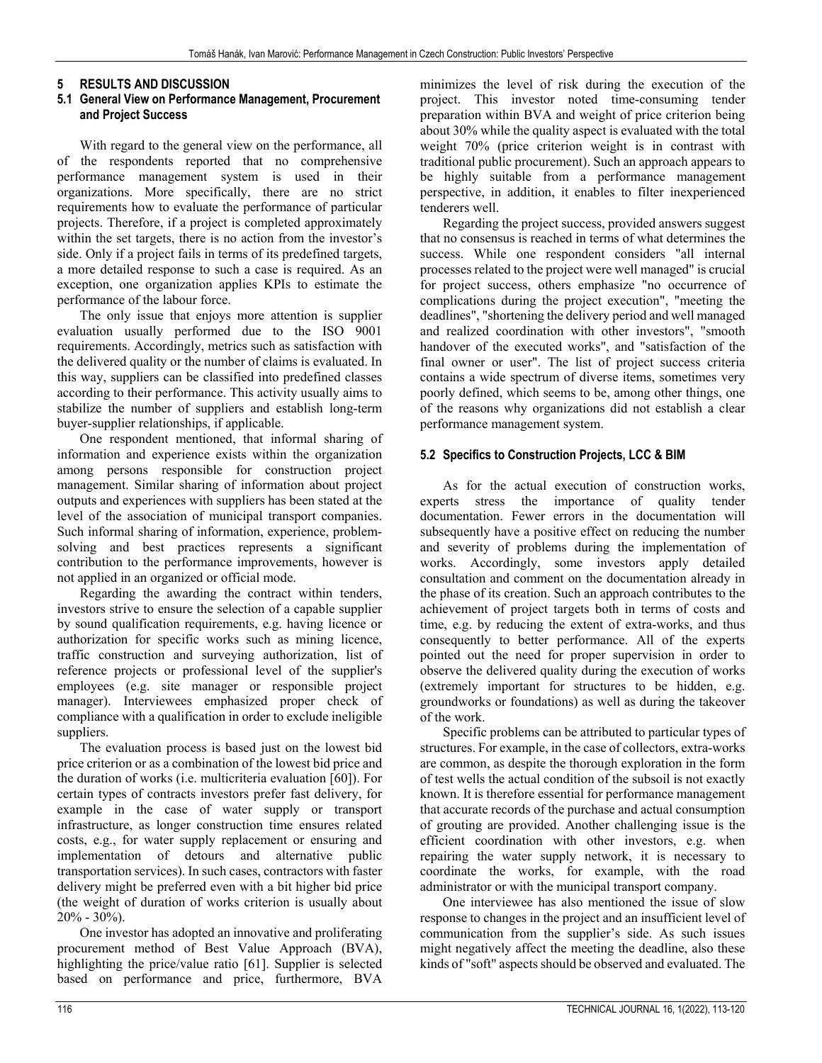## 5 RESULTS AND DISCUSSION

### 5.1 General View on Performance Management, Procurement and Project Success

With regard to the general view on the performance, all of the respondents reported that no comprehensive performance management system is used in their organizations. More specifically, there are no strict requirements how to evaluate the performance of particular projects. Therefore, if a project is completed approximately within the set targets, there is no action from the investor's side. Only if a project fails in terms of its predefined targets, a more detailed response to such a case is required. As an exception, one organization applies KPIs to estimate the performance of the labour force.

The only issue that enjoys more attention is supplier evaluation usually performed due to the ISO 9001 requirements. Accordingly, metrics such as satisfaction with the delivered quality or the number of claims is evaluated. In this way, suppliers can be classified into predefined classes according to their performance. This activity usually aims to stabilize the number of suppliers and establish long-term buyer-supplier relationships, if applicable.

One respondent mentioned, that informal sharing of information and experience exists within the organization among persons responsible for construction project management. Similar sharing of information about project outputs and experiences with suppliers has been stated at the level of the association of municipal transport companies. Such informal sharing of information, experience, problem-solving and best practices represents a significant contribution to the performance improvements, however is not applied in an organized or official mode.

Regarding the awarding the contract within tenders, investors strive to ensure the selection of a capable supplier by sound qualification requirements, e.g. having licence or authorization for specific works such as mining licence, traffic construction and surveying authorization, list of reference projects or professional level of the supplier's employees (e.g. site manager or responsible project manager). Interviewees emphasized proper check of compliance with a qualification in order to exclude ineligible suppliers.

The evaluation process is based just on the lowest bid price criterion or as a combination of the lowest bid price and the duration of works (i.e. multicriteria evaluation [60]). For certain types of contracts investors prefer fast delivery, for example in the case of water supply or transport infrastructure, as longer construction time ensures related costs, e.g., for water supply replacement or ensuring and implementation of detours and alternative public transportation services). In such cases, contractors with faster delivery might be preferred even with a bit higher bid price (the weight of duration of works criterion is usually about 20% - 30%).

One investor has adopted an innovative and proliferating procurement method of Best Value Approach (BVA), highlighting the price/value ratio [61]. Supplier is selected based on performance and price, furthermore, BVA minimizes the level of risk during the execution of the project. This investor noted time-consuming tender preparation within BVA and weight of price criterion being about 30% while the quality aspect is evaluated with the total weight 70% (price criterion weight is in contrast with traditional public procurement). Such an approach appears to be highly suitable from a performance management perspective, in addition, it enables to filter inexperienced tenderers well.

Regarding the project success, provided answers suggest that no consensus is reached in terms of what determines the success. While one respondent considers "all internal processes related to the project were well managed" is crucial for project success, others emphasize "no occurrence of complications during the project execution", "meeting the deadlines", "shortening the delivery period and well managed and realized coordination with other investors", "smooth handover of the executed works", and "satisfaction of the final owner or user". The list of project success criteria contains a wide spectrum of diverse items, sometimes very poorly defined, which seems to be, among other things, one of the reasons why organizations did not establish a clear performance management system.

### 5.2 Specifics to Construction Projects, LCC & BIM

As for the actual execution of construction works, experts stress the importance of quality tender documentation. Fewer errors in the documentation will subsequently have a positive effect on reducing the number and severity of problems during the implementation of works. Accordingly, some investors apply detailed consultation and comment on the documentation already in the phase of its creation. Such an approach contributes to the achievement of project targets both in terms of costs and time, e.g. by reducing the extent of extra-works, and thus consequently to better performance. All of the experts pointed out the need for proper supervision in order to observe the delivered quality during the execution of works (extremely important for structures to be hidden, e.g. groundworks or foundations) as well as during the takeover of the work.

Specific problems can be attributed to particular types of structures. For example, in the case of collectors, extra-works are common, as despite the thorough exploration in the form of test wells the actual condition of the subsoil is not exactly known. It is therefore essential for performance management that accurate records of the purchase and actual consumption of grouting are provided. Another challenging issue is the efficient coordination with other investors, e.g. when repairing the water supply network, it is necessary to coordinate the works, for example, with the road administrator or with the municipal transport company.

One interviewee has also mentioned the issue of slow response to changes in the project and an insufficient level of communication from the supplier's side. As such issues might negatively affect the meeting the deadline, also these kinds of "soft" aspects should be observed and evaluated. The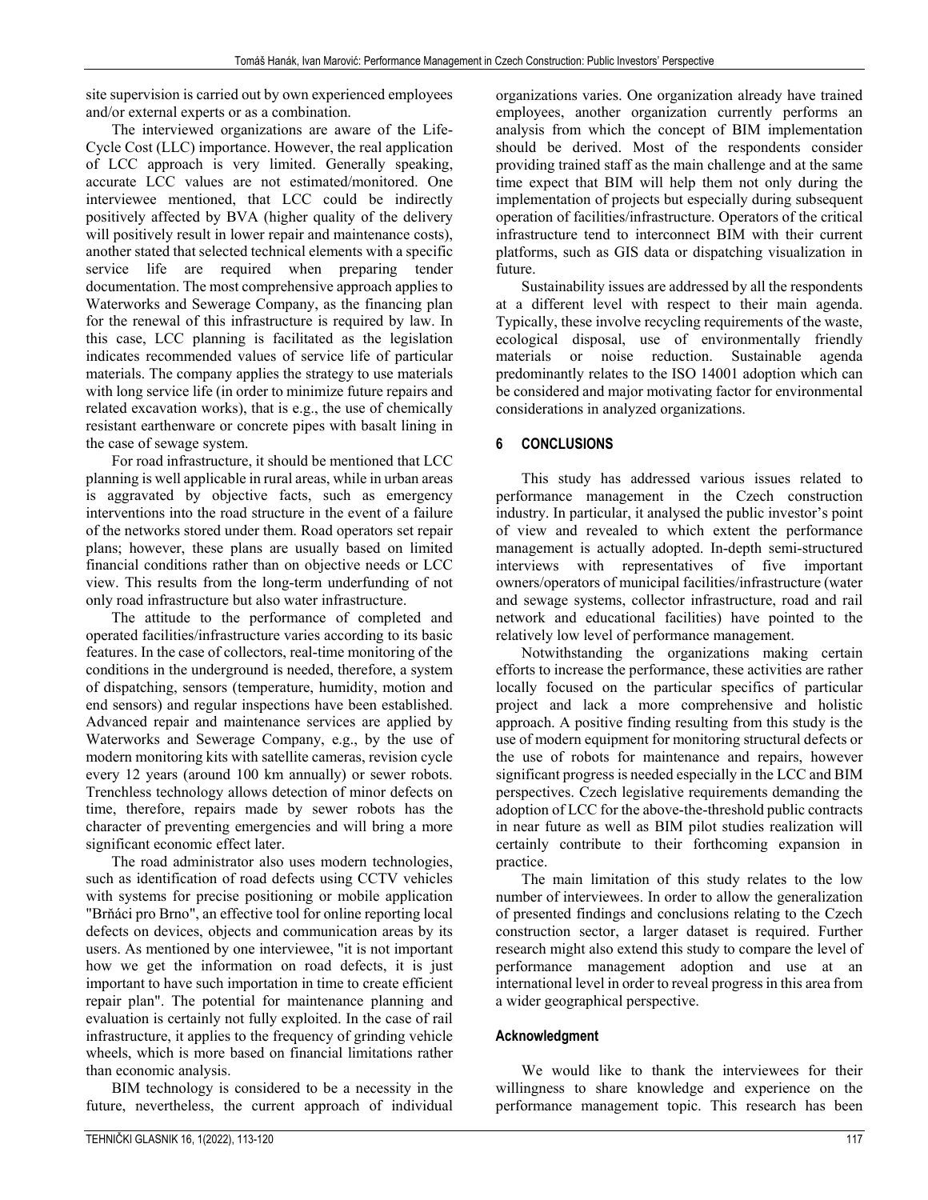site supervision is carried out by own experienced employees and/or external experts or as a combination.

The interviewed organizations are aware of the Life-Cycle Cost (LLC) importance. However, the real application of LCC approach is very limited. Generally speaking, accurate LCC values are not estimated/monitored. One interviewee mentioned, that LCC could be indirectly positively affected by BVA (higher quality of the delivery will positively result in lower repair and maintenance costs), another stated that selected technical elements with a specific service life are required when preparing tender documentation. The most comprehensive approach applies to Waterworks and Sewerage Company, as the financing plan for the renewal of this infrastructure is required by law. In this case, LCC planning is facilitated as the legislation indicates recommended values of service life of particular materials. The company applies the strategy to use materials with long service life (in order to minimize future repairs and related excavation works), that is e.g., the use of chemically resistant earthenware or concrete pipes with basalt lining in the case of sewage system.

For road infrastructure, it should be mentioned that LCC planning is well applicable in rural areas, while in urban areas is aggravated by objective facts, such as emergency interventions into the road structure in the event of a failure of the networks stored under them. Road operators set repair plans; however, these plans are usually based on limited financial conditions rather than on objective needs or LCC view. This results from the long-term underfunding of not only road infrastructure but also water infrastructure.

The attitude to the performance of completed and operated facilities/infrastructure varies according to its basic features. In the case of collectors, real-time monitoring of the conditions in the underground is needed, therefore, a system of dispatching, sensors (temperature, humidity, motion and end sensors) and regular inspections have been established. Advanced repair and maintenance services are applied by Waterworks and Sewerage Company, e.g., by the use of modern monitoring kits with satellite cameras, revision cycle every 12 years (around 100 km annually) or sewer robots. Trenchless technology allows detection of minor defects on time, therefore, repairs made by sewer robots has the character of preventing emergencies and will bring a more significant economic effect later.

The road administrator also uses modern technologies, such as identification of road defects using CCTV vehicles with systems for precise positioning or mobile application "Brňáci pro Brno", an effective tool for online reporting local defects on devices, objects and communication areas by its users. As mentioned by one interviewee, "it is not important how we get the information on road defects, it is just important to have such importation in time to create efficient repair plan". The potential for maintenance planning and evaluation is certainly not fully exploited. In the case of rail infrastructure, it applies to the frequency of grinding vehicle wheels, which is more based on financial limitations rather than economic analysis.

BIM technology is considered to be a necessity in the future, nevertheless, the current approach of individual organizations varies. One organization already have trained employees, another organization currently performs an analysis from which the concept of BIM implementation should be derived. Most of the respondents consider providing trained staff as the main challenge and at the same time expect that BIM will help them not only during the implementation of projects but especially during subsequent operation of facilities/infrastructure. Operators of the critical infrastructure tend to interconnect BIM with their current platforms, such as GIS data or dispatching visualization in future.

Sustainability issues are addressed by all the respondents at a different level with respect to their main agenda. Typically, these involve recycling requirements of the waste, ecological disposal, use of environmentally friendly materials or noise reduction. Sustainable agenda predominantly relates to the ISO 14001 adoption which can be considered and major motivating factor for environmental considerations in analyzed organizations.

## 6 CONCLUSIONS

This study has addressed various issues related to performance management in the Czech construction industry. In particular, it analysed the public investor's point of view and revealed to which extent the performance management is actually adopted. In-depth semi-structured interviews with representatives of five important owners/operators of municipal facilities/infrastructure (water and sewage systems, collector infrastructure, road and rail network and educational facilities) have pointed to the relatively low level of performance management.

Notwithstanding the organizations making certain efforts to increase the performance, these activities are rather locally focused on the particular specifics of particular project and lack a more comprehensive and holistic approach. A positive finding resulting from this study is the use of modern equipment for monitoring structural defects or the use of robots for maintenance and repairs, however significant progress is needed especially in the LCC and BIM perspectives. Czech legislative requirements demanding the adoption of LCC for the above-the-threshold public contracts in near future as well as BIM pilot studies realization will certainly contribute to their forthcoming expansion in practice.

The main limitation of this study relates to the low number of interviewees. In order to allow the generalization of presented findings and conclusions relating to the Czech construction sector, a larger dataset is required. Further research might also extend this study to compare the level of performance management adoption and use at an international level in order to reveal progress in this area from a wider geographical perspective.

### Acknowledgment

We would like to thank the interviewees for their willingness to share knowledge and experience on the performance management topic. This research has been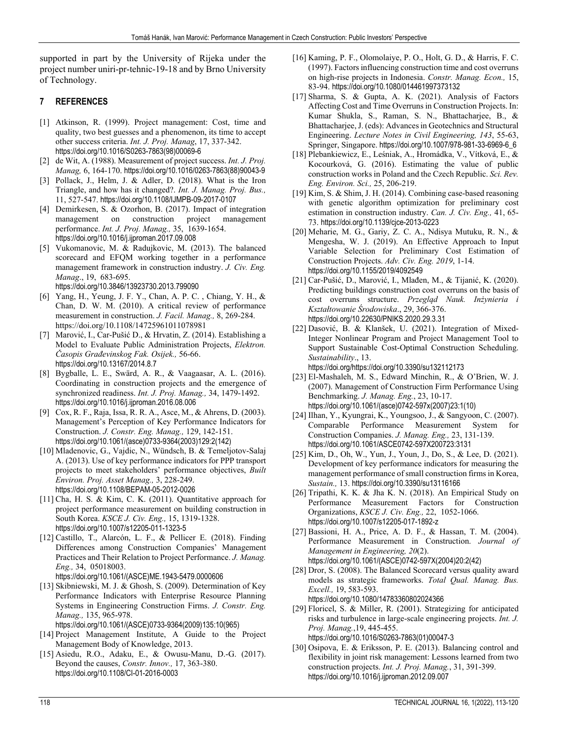supported in part by the University of Rijeka under the project number uniri-pr-tehnic-19-18 and by Brno University of Technology.

## 7 REFERENCES

[1] Atkinson, R. (1999). Project management: Cost, time and quality, two best guesses and a phenomenon, its time to accept other success criteria. *Int. J. Proj. Manag*, 17, 337-342. https://doi.org/10.1016/S0263-7863(98)00069-6

[2] de Wit, A. (1988). Measurement of project success. *Int. J. Proj. Manag,* 6, 164-170. https://doi.org/10.1016/0263-7863(88)90043-9

[3] Pollack, J., Helm, J. & Adler, D. (2018). What is the Iron Triangle, and how has it changed?. *Int. J. Manag. Proj. Bus.,* 11, 527-547. https://doi.org/10.1108/IJMPB-09-2017-0107

[4] Demirkesen, S. & Ozorhon, B. (2017). Impact of integration management on construction project management performance. *Int. J. Proj. Manag.,* 35, 1639-1654. https://doi.org/10.1016/j.ijproman.2017.09.008

[5] Vukomanovic, M. & Radujkovic, M. (2013). The balanced scorecard and EFQM working together in a performance management framework in construction industry. *J. Civ. Eng. Manag*., 19, 683-695. https://doi.org/10.3846/13923730.2013.799090

[6] Yang, H., Yeung, J. F. Y., Chan, A. P. C. , Chiang, Y. H., & Chan, D. W. M. (2010). A critical review of performance measurement in construction. *J. Facil. Manag.,* 8, 269-284. https://doi.org/10.1108/14725961011078981

[7] Marović, I., Car-Pušić D., & Hrvatin, Z. (2014). Establishing a Model to Evaluate Public Administration Projects, *Elektron. Časopis Građevinskog Fak. Osijek.,* 56-66. https://doi.org/10.13167/2014.8.7

[8] Bygballe, L. E., Swärd, A. R., & Vaagaasar, A. L. (2016). Coordinating in construction projects and the emergence of synchronized readiness. *Int. J. Proj. Manag.,* 34, 1479-1492. https://doi.org/10.1016/j.ijproman.2016.08.006

[9] Cox, R. F., Raja, Issa, R. R. A., Asce, M., & Ahrens, D. (2003). Management's Perception of Key Performance Indicators for Construction. *J. Constr. Eng. Manag.,* 129, 142-151. https://doi.org/10.1061/(asce)0733-9364(2003)129:2(142)

[10] Mladenovic, G., Vajdic, N., Wündsch, B. & Temeljotov-Salaj A. (2013). Use of key performance indicators for PPP transport projects to meet stakeholders' performance objectives, *Built Environ. Proj. Asset Manag.,* 3, 228-249. https://doi.org/10.1108/BEPAM-05-2012-0026

[11] Cha, H. S. & Kim, C. K. (2011). Quantitative approach for project performance measurement on building construction in South Korea. *KSCE J. Civ. Eng.,* 15, 1319-1328. https://doi.org/10.1007/s12205-011-1323-5

[12] Castillo, T., Alarcón, L. F., & Pellicer E. (2018). Finding Differences among Construction Companies' Management Practices and Their Relation to Project Performance. *J. Manag. Eng.,* 34, 05018003. https://doi.org/10.1061/(ASCE)ME.1943-5479.0000606

[13] Skibniewski, M. J. & Ghosh, S. (2009). Determination of Key Performance Indicators with Enterprise Resource Planning Systems in Engineering Construction Firms. *J. Constr. Eng. Manag.,* 135, 965-978. https://doi.org/10.1061/(ASCE)0733-9364(2009)135:10(965)

[14] Project Management Institute, A Guide to the Project Management Body of Knowledge, 2013.

[15] Asiedu, R.O., Adaku, E., & Owusu-Manu, D.-G. (2017). Beyond the causes, *Constr. Innov.,* 17, 363-380. https://doi.org/10.1108/CI-01-2016-0003

[16] Kaming, P. F., Olomolaiye, P. O., Holt, G. D., & Harris, F. C. (1997). Factors influencing construction time and cost overruns on high-rise projects in Indonesia. *Constr. Manag. Econ.,* 15, 83-94. https://doi.org/10.1080/014461997373132

[17] Sharma, S. & Gupta, A. K. (2021). Analysis of Factors Affecting Cost and Time Overruns in Construction Projects. In: Kumar Shukla, S., Raman, S. N., Bhattacharjee, B., & Bhattacharjee, J. (eds): Advances in Geotechnics and Structural Engineering. *Lecture Notes in Civil Engineering, 143*, 55-63, Springer, Singapore. https://doi.org/10.1007/978-981-33-6969-6_6

[18] Plebankiewicz, E., Leśniak, A., Hromádka, V., Vítková, E., & Kocourková, G. (2016). Estimating the value of public construction works in Poland and the Czech Republic. *Sci. Rev. Eng. Environ. Sci.,* 25, 206-219.

[19] Kim, S. & Shim, J. H. (2014). Combining case-based reasoning with genetic algorithm optimization for preliminary cost estimation in construction industry. *Can. J. Civ. Eng.,* 41, 65-73. https://doi.org/10.1139/cjce-2013-0223

[20] Meharie, M. G., Gariy, Z. C. A., Ndisya Mutuku, R. N., & Mengesha, W. J. (2019). An Effective Approach to Input Variable Selection for Preliminary Cost Estimation of Construction Projects. *Adv. Civ. Eng. 2019*, 1-14. https://doi.org/10.1155/2019/4092549

[21] Car-Pušić, D., Marović, I., Mlađen, M., & Tijanić, K. (2020). Predicting buildings construction cost overruns on the basis of cost overruns structure. *Przegląd Nauk. Inżynieria i Kształtowanie Środowiska*., 29, 366-376. https://doi.org/10.22630/PNIKS.2020.29.3.31

[22] Dasović, B. & Klanšek, U. (2021). Integration of Mixed-Integer Nonlinear Program and Project Management Tool to Support Sustainable Cost-Optimal Construction Scheduling. *Sustainability*., 13. https://doi.org/https://doi.org/10.3390/su132112173

[23] El-Mashaleh, M. S., Edward Minchin, R., & O'Brien, W. J. (2007). Management of Construction Firm Performance Using Benchmarking. *J. Manag. Eng.*, 23, 10-17. https://doi.org/10.1061/(asce)0742-597x(2007)23:1(10)

[24] Ilhan, Y., Kyungrai, K., Youngsoo, J., & Sangyoon, C. (2007). Comparable Performance Measurement System for Construction Companies. *J. Manag. Eng.,* 23, 131-139. https://doi.org/10.1061/ASCE0742-597X200723:3131

[25] Kim, D., Oh, W., Yun, J., Youn, J., Do, S., & Lee, D. (2021). Development of key performance indicators for measuring the management performance of small construction firms in Korea, *Sustain.,* 13. https://doi.org/10.3390/su13116166

[26] Tripathi, K. K. & Jha K. N. (2018). An Empirical Study on Performance Measurement Factors for Construction Organizations, *KSCE J. Civ. Eng.,* 22, 1052-1066. https://doi.org/10.1007/s12205-017-1892-z

[27] Bassioni, H. A., Price, A. D. F., & Hassan, T. M. (2004). Performance Measurement in Construction. *Journal of Management in Engineering, 20*(2). https://doi.org/10.1061/(ASCE)0742-597X(2004)20:2(42)

[28] Dror, S. (2008). The Balanced Scorecard versus quality award models as strategic frameworks. *Total Qual. Manag. Bus. Excell.,* 19, 583-593. https://doi.org/10.1080/14783360802024366

[29] Floricel, S. & Miller, R. (2001). Strategizing for anticipated risks and turbulence in large-scale engineering projects. *Int. J. Proj. Manag.*,19, 445-455. https://doi.org/10.1016/S0263-7863(01)00047-3

[30] Osipova, E. & Eriksson, P. E. (2013). Balancing control and flexibility in joint risk management: Lessons learned from two construction projects. *Int. J. Proj. Manag.*, 31, 391-399. https://doi.org/10.1016/j.ijproman.2012.09.007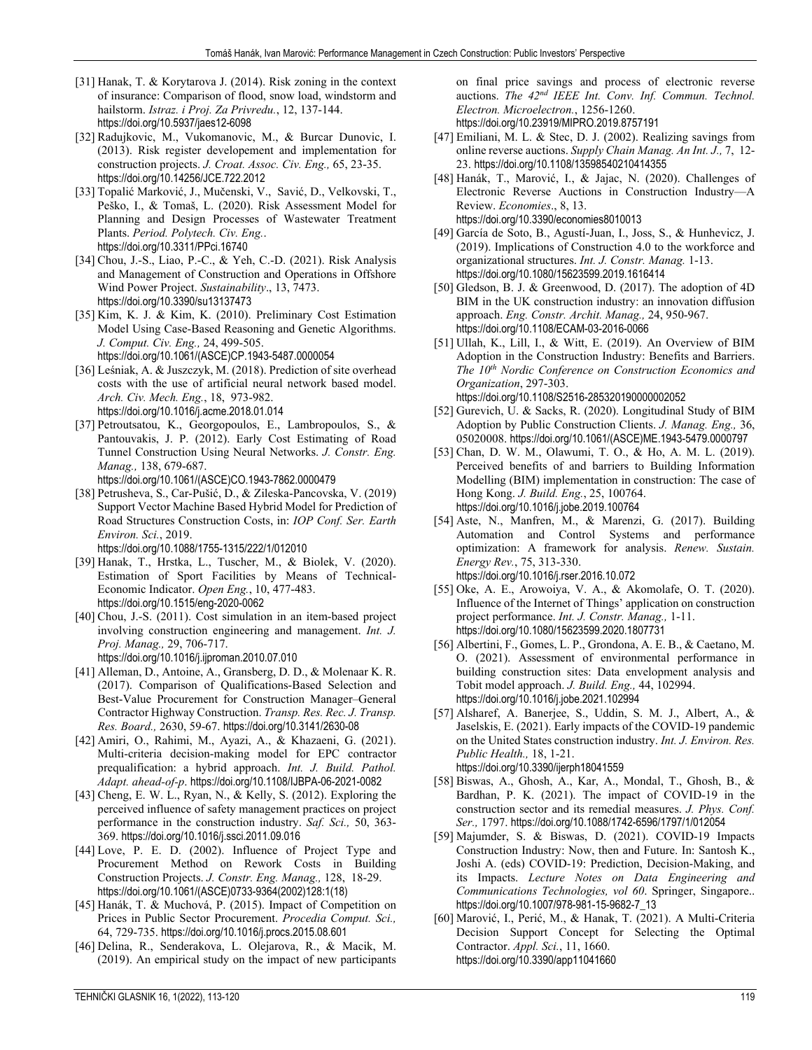[31] Hanak, T. & Korytarova J. (2014). Risk zoning in the context of insurance: Comparison of flood, snow load, windstorm and hailstorm. *Istraz. i Proj. Za Privredu.*, 12, 137-144. https://doi.org/10.5937/jaes12-6098

[32] Radujkovic, M., Vukomanovic, M., & Burcar Dunovic, I. (2013). Risk register developement and implementation for construction projects. *J. Croat. Assoc. Civ. Eng.,* 65, 23-35. https://doi.org/10.14256/JCE.722.2012

[33] Topalić Marković, J., Mučenski, V., Savić, D., Velkovski, T., Peško, I., & Tomaš, L. (2020). Risk Assessment Model for Planning and Design Processes of Wastewater Treatment Plants. *Period. Polytech. Civ. Eng.*. https://doi.org/10.3311/PPci.16740

[34] Chou, J.-S., Liao, P.-C., & Yeh, C.-D. (2021). Risk Analysis and Management of Construction and Operations in Offshore Wind Power Project. *Sustainability*., 13, 7473. https://doi.org/10.3390/su13137473

[35] Kim, K. J. & Kim, K. (2010). Preliminary Cost Estimation Model Using Case-Based Reasoning and Genetic Algorithms. *J. Comput. Civ. Eng.,* 24, 499-505. https://doi.org/10.1061/(ASCE)CP.1943-5487.0000054

[36] Leśniak, A. & Juszczyk, M. (2018). Prediction of site overhead costs with the use of artificial neural network based model. *Arch. Civ. Mech. Eng.*, 18, 973-982. https://doi.org/10.1016/j.acme.2018.01.014

[37] Petroutsatou, K., Georgopoulos, E., Lambropoulos, S., & Pantouvakis, J. P. (2012). Early Cost Estimating of Road Tunnel Construction Using Neural Networks. *J. Constr. Eng. Manag.,* 138, 679-687. https://doi.org/10.1061/(ASCE)CO.1943-7862.0000479

[38] Petrusheva, S., Car-Pušić, D., & Zileska-Pancovska, V. (2019) Support Vector Machine Based Hybrid Model for Prediction of Road Structures Construction Costs, in: *IOP Conf. Ser. Earth Environ. Sci.*, 2019. https://doi.org/10.1088/1755-1315/222/1/012010

[39] Hanak, T., Hrstka, L., Tuscher, M., & Biolek, V. (2020). Estimation of Sport Facilities by Means of Technical-Economic Indicator. *Open Eng.*, 10, 477-483. https://doi.org/10.1515/eng-2020-0062

[40] Chou, J.-S. (2011). Cost simulation in an item-based project involving construction engineering and management. *Int. J. Proj. Manag.,* 29, 706-717. https://doi.org/10.1016/j.ijproman.2010.07.010

[41] Alleman, D., Antoine, A., Gransberg, D. D., & Molenaar K. R. (2017). Comparison of Qualifications-Based Selection and Best-Value Procurement for Construction Manager–General Contractor Highway Construction. *Transp. Res. Rec. J. Transp. Res. Board.,* 2630, 59-67. https://doi.org/10.3141/2630-08

[42] Amiri, O., Rahimi, M., Ayazi, A., & Khazaeni, G. (2021). Multi-criteria decision-making model for EPC contractor prequalification: a hybrid approach. *Int. J. Build. Pathol. Adapt. ahead-of-p*. https://doi.org/10.1108/IJBPA-06-2021-0082

[43] Cheng, E. W. L., Ryan, N., & Kelly, S. (2012). Exploring the perceived influence of safety management practices on project performance in the construction industry. *Saf. Sci.,* 50, 363-369. https://doi.org/10.1016/j.ssci.2011.09.016

[44] Love, P. E. D. (2002). Influence of Project Type and Procurement Method on Rework Costs in Building Construction Projects. *J. Constr. Eng. Manag.,* 128, 18-29. https://doi.org/10.1061/(ASCE)0733-9364(2002)128:1(18)

[45] Hanák, T. & Muchová, P. (2015). Impact of Competition on Prices in Public Sector Procurement. *Procedia Comput. Sci.,* 64, 729-735. https://doi.org/10.1016/j.procs.2015.08.601

[46] Delina, R., Senderakova, L. Olejarova, R., & Macik, M. (2019). An empirical study on the impact of new participants on final price savings and process of electronic reverse auctions. *The 42nd IEEE Int. Conv. Inf. Commun. Technol. Electron. Microelectron.*, 1256-1260. https://doi.org/10.23919/MIPRO.2019.8757191

[47] Emiliani, M. L. & Stec, D. J. (2002). Realizing savings from online reverse auctions. *Supply Chain Manag. An Int. J.,* 7, 12-23. https://doi.org/10.1108/13598540210414355

[48] Hanák, T., Marović, I., & Jajac, N. (2020). Challenges of Electronic Reverse Auctions in Construction Industry—A Review. *Economies*., 8, 13. https://doi.org/10.3390/economies8010013

[49] García de Soto, B., Agustí-Juan, I., Joss, S., & Hunhevicz, J. (2019). Implications of Construction 4.0 to the workforce and organizational structures. *Int. J. Constr. Manag.* 1-13. https://doi.org/10.1080/15623599.2019.1616414

[50] Gledson, B. J. & Greenwood, D. (2017). The adoption of 4D BIM in the UK construction industry: an innovation diffusion approach. *Eng. Constr. Archit. Manag.,* 24, 950-967. https://doi.org/10.1108/ECAM-03-2016-0066

[51] Ullah, K., Lill, I., & Witt, E. (2019). An Overview of BIM Adoption in the Construction Industry: Benefits and Barriers. *The 10th Nordic Conference on Construction Economics and Organization*, 297-303. https://doi.org/10.1108/S2516-285320190000002052

[52] Gurevich, U. & Sacks, R. (2020). Longitudinal Study of BIM Adoption by Public Construction Clients. *J. Manag. Eng.,* 36, 05020008. https://doi.org/10.1061/(ASCE)ME.1943-5479.0000797

[53] Chan, D. W. M., Olawumi, T. O., & Ho, A. M. L. (2019). Perceived benefits of and barriers to Building Information Modelling (BIM) implementation in construction: The case of Hong Kong. *J. Build. Eng.*, 25, 100764. https://doi.org/10.1016/j.jobe.2019.100764

[54] Aste, N., Manfren, M., & Marenzi, G. (2017). Building Automation and Control Systems and performance optimization: A framework for analysis. *Renew. Sustain. Energy Rev.*, 75, 313-330. https://doi.org/10.1016/j.rser.2016.10.072

[55] Oke, A. E., Arowoiya, V. A., & Akomolafe, O. T. (2020). Influence of the Internet of Things' application on construction project performance. *Int. J. Constr. Manag.,* 1-11. https://doi.org/10.1080/15623599.2020.1807731

[56] Albertini, F., Gomes, L. P., Grondona, A. E. B., & Caetano, M. O. (2021). Assessment of environmental performance in building construction sites: Data envelopment analysis and Tobit model approach. *J. Build. Eng.,* 44, 102994. https://doi.org/10.1016/j.jobe.2021.102994

[57] Alsharef, A. Banerjee, S., Uddin, S. M. J., Albert, A., & Jaselskis, E. (2021). Early impacts of the COVID-19 pandemic on the United States construction industry. *Int. J. Environ. Res. Public Health.,* 18, 1-21. https://doi.org/10.3390/ijerph18041559

[58] Biswas, A., Ghosh, A., Kar, A., Mondal, T., Ghosh, B., & Bardhan, P. K. (2021). The impact of COVID-19 in the construction sector and its remedial measures. *J. Phys. Conf. Ser.,* 1797. https://doi.org/10.1088/1742-6596/1797/1/012054

[59] Majumder, S. & Biswas, D. (2021). COVID-19 Impacts Construction Industry: Now, then and Future. In: Santosh K., Joshi A. (eds) COVID-19: Prediction, Decision-Making, and its Impacts. *Lecture Notes on Data Engineering and Communications Technologies, vol 60*. Springer, Singapore.. https://doi.org/10.1007/978-981-15-9682-7_13

[60] Marović, I., Perić, M., & Hanak, T. (2021). A Multi-Criteria Decision Support Concept for Selecting the Optimal Contractor. *Appl. Sci.*, 11, 1660. https://doi.org/10.3390/app11041660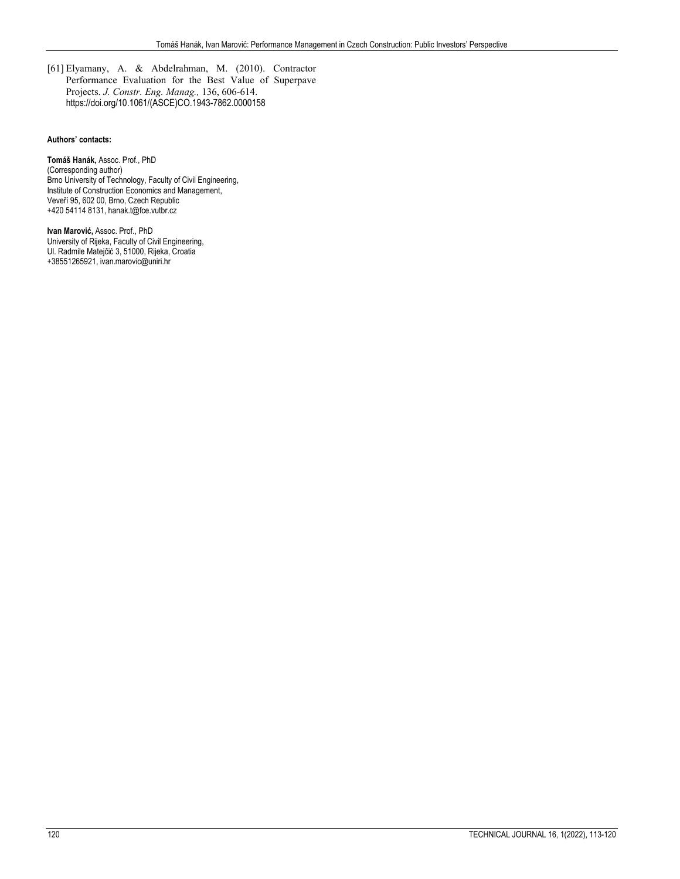[61] Elyamany, A. & Abdelrahman, M. (2010). Contractor Performance Evaluation for the Best Value of Superpave Projects. *J. Constr. Eng. Manag.,* 136, 606-614. https://doi.org/10.1061/(ASCE)CO.1943-7862.0000158

**Authors' contacts:**

**Tomáš Hanák,** Assoc. Prof., PhD
(Corresponding author)
Brno University of Technology, Faculty of Civil Engineering,
Institute of Construction Economics and Management,
Veveří 95, 602 00, Brno, Czech Republic
+420 54114 8131, hanak.t@fce.vutbr.cz

**Ivan Marović,** Assoc. Prof., PhD
University of Rijeka, Faculty of Civil Engineering,
Ul. Radmile Matejčić 3, 51000, Rijeka, Croatia
+38551265921, ivan.marovic@uniri.hr